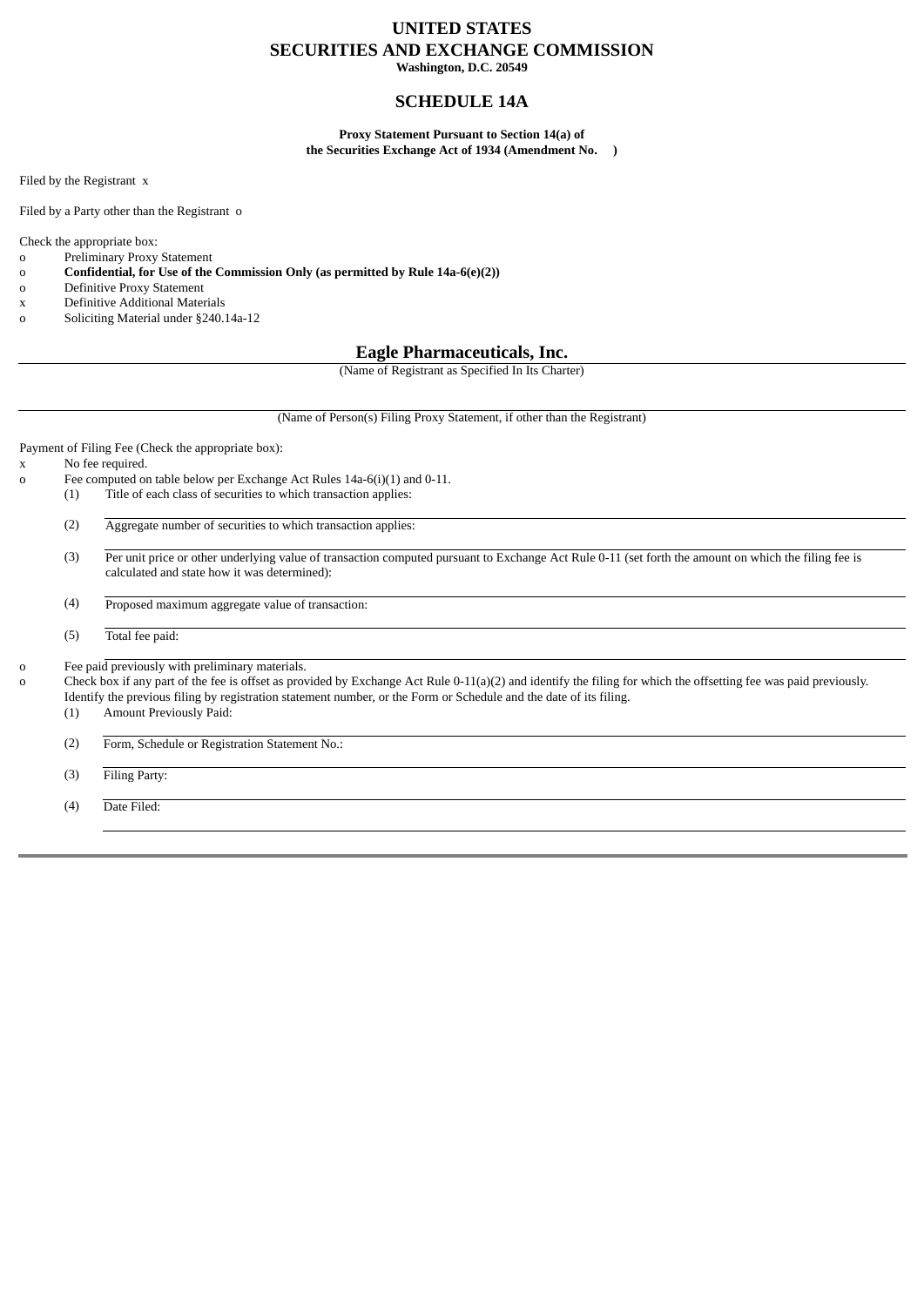# UNITED STATES
# SECURITIES AND EXCHANGE COMMISSION

**Washington, D.C. 20549**

## SCHEDULE 14A

**Proxy Statement Pursuant to Section 14(a) of**
**the Securities Exchange Act of 1934 (Amendment No. )**

Filed by the Registrant x

Filed by a Party other than the Registrant o

Check the appropriate box:

o Preliminary Proxy Statement
o **Confidential, for Use of the Commission Only (as permitted by Rule 14a-6(e)(2))**
o Definitive Proxy Statement
x Definitive Additional Materials
o Soliciting Material under §240.14a-12

**Eagle Pharmaceuticals, Inc.**

(Name of Registrant as Specified In Its Charter)

(Name of Person(s) Filing Proxy Statement, if other than the Registrant)

Payment of Filing Fee (Check the appropriate box):

x No fee required.
o Fee computed on table below per Exchange Act Rules 14a-6(i)(1) and 0-11.

(1) Title of each class of securities to which transaction applies:

(2) Aggregate number of securities to which transaction applies:

(3) Per unit price or other underlying value of transaction computed pursuant to Exchange Act Rule 0-11 (set forth the amount on which the filing fee is calculated and state how it was determined):

(4) Proposed maximum aggregate value of transaction:

(5) Total fee paid:

o Fee paid previously with preliminary materials.
o Check box if any part of the fee is offset as provided by Exchange Act Rule 0-11(a)(2) and identify the filing for which the offsetting fee was paid previously. Identify the previous filing by registration statement number, or the Form or Schedule and the date of its filing.

(1) Amount Previously Paid:

(2) Form, Schedule or Registration Statement No.:

(3) Filing Party:

(4) Date Filed: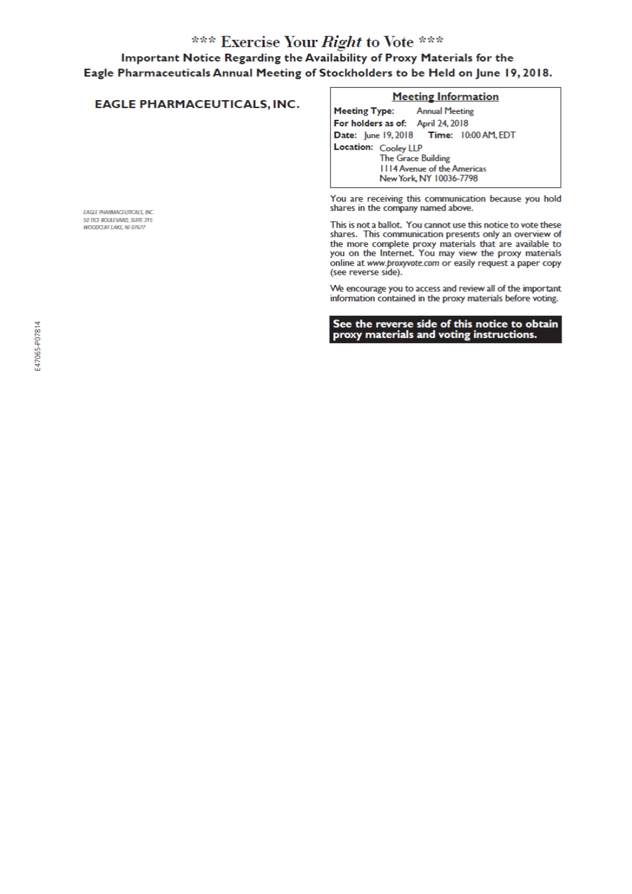# *** Exercise Your *Right* to Vote ***

**Important Notice Regarding the Availability of Proxy Materials for the Eagle Pharmaceuticals Annual Meeting of Stockholders to be Held on June 19, 2018.**

## EAGLE PHARMACEUTICALS, INC.

EAGLE PHARMACEUTICALS, INC.
50 TICE BOULEVARD, SUITE 315
WOODCLIFF LAKE, NJ 07677

E47065-P07814

### Meeting Information

**Meeting Type:** Annual Meeting
**For holders as of:** April 24, 2018
**Date:** June 19, 2018 **Time:** 10:00 AM, EDT
**Location:** Cooley LLP
The Grace Building
1114 Avenue of the Americas
New York, NY 10036-7798

You are receiving this communication because you hold shares in the company named above.

This is not a ballot. You cannot use this notice to vote these shares. This communication presents only an overview of the more complete proxy materials that are available to you on the Internet. You may view the proxy materials online at *www.proxyvote.com* or easily request a paper copy (see reverse side).

We encourage you to access and review all of the important information contained in the proxy materials before voting.

**See the reverse side of this notice to obtain proxy materials and voting instructions.**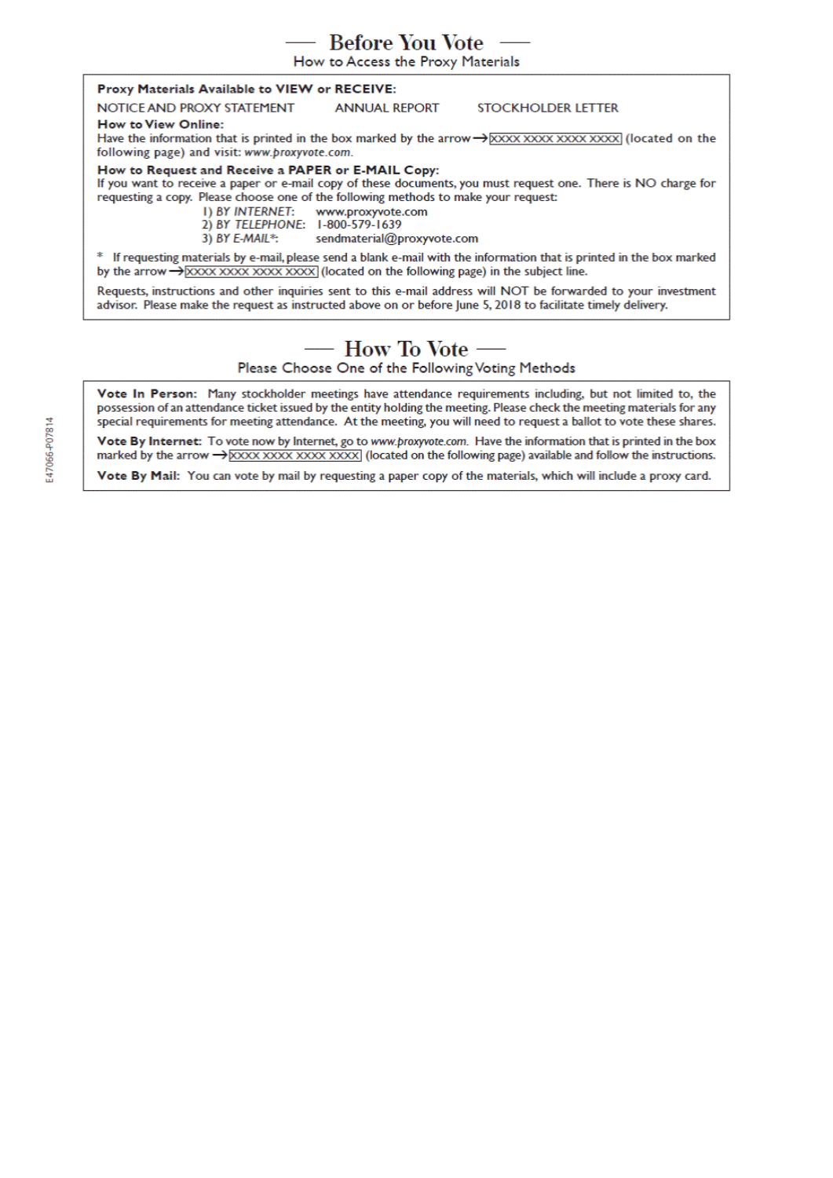## Before You Vote

How to Access the Proxy Materials

**Proxy Materials Available to VIEW or RECEIVE:**

NOTICE AND PROXY STATEMENT ANNUAL REPORT STOCKHOLDER LETTER

**How to View Online:**

Have the information that is printed in the box marked by the arrow → XXXX XXXX XXXX XXXX (located on the following page) and visit: *www.proxyvote.com*.

**How to Request and Receive a PAPER or E-MAIL Copy:**

If you want to receive a paper or e-mail copy of these documents, you must request one. There is NO charge for requesting a copy. Please choose one of the following methods to make your request:

1) *BY INTERNET:* www.proxyvote.com
2) *BY TELEPHONE:* 1-800-579-1639
3) *BY E-MAIL*:* sendmaterial@proxyvote.com

\* If requesting materials by e-mail, please send a blank e-mail with the information that is printed in the box marked by the arrow → XXXX XXXX XXXX XXXX (located on the following page) in the subject line.

Requests, instructions and other inquiries sent to this e-mail address will NOT be forwarded to your investment advisor. Please make the request as instructed above on or before June 5, 2018 to facilitate timely delivery.

## How To Vote

Please Choose One of the Following Voting Methods

**Vote In Person:** Many stockholder meetings have attendance requirements including, but not limited to, the possession of an attendance ticket issued by the entity holding the meeting. Please check the meeting materials for any special requirements for meeting attendance. At the meeting, you will need to request a ballot to vote these shares.

**Vote By Internet:** To vote now by Internet, go to *www.proxyvote.com*. Have the information that is printed in the box marked by the arrow → XXXX XXXX XXXX XXXX (located on the following page) available and follow the instructions.

**Vote By Mail:** You can vote by mail by requesting a paper copy of the materials, which will include a proxy card.

E47066-P07814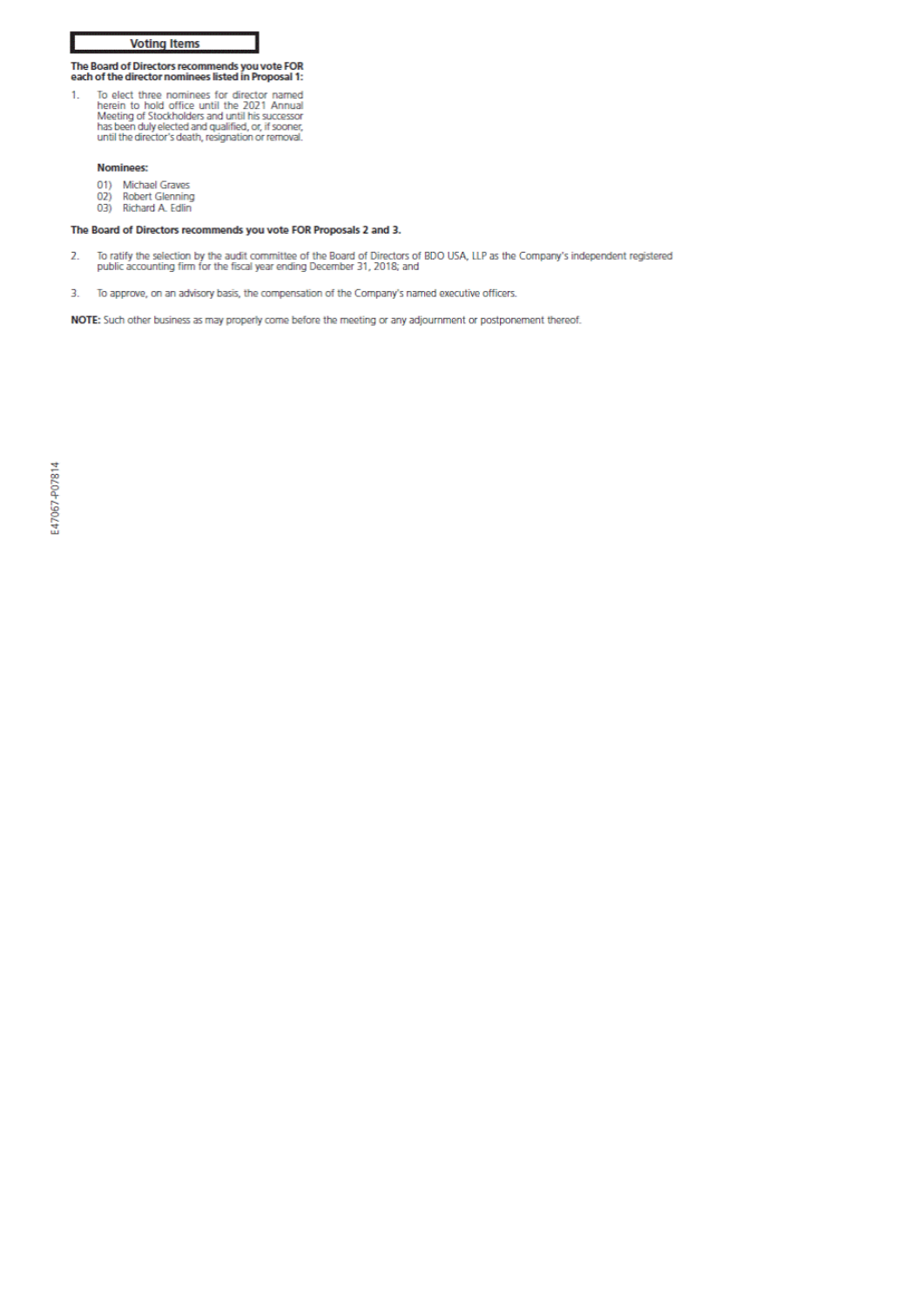## Voting Items

**The Board of Directors recommends you vote FOR each of the director nominees listed in Proposal 1:**

1. To elect three nominees for director named herein to hold office until the 2021 Annual Meeting of Stockholders and until his successor has been duly elected and qualified, or, if sooner, until the director's death, resignation or removal.

**Nominees:**

01) Michael Graves
02) Robert Glenning
03) Richard A. Edlin

**The Board of Directors recommends you vote FOR Proposals 2 and 3.**

2. To ratify the selection by the audit committee of the Board of Directors of BDO USA, LLP as the Company's independent registered public accounting firm for the fiscal year ending December 31, 2018; and

3. To approve, on an advisory basis, the compensation of the Company's named executive officers.

**NOTE:** Such other business as may properly come before the meeting or any adjournment or postponement thereof.

E47067-P07814